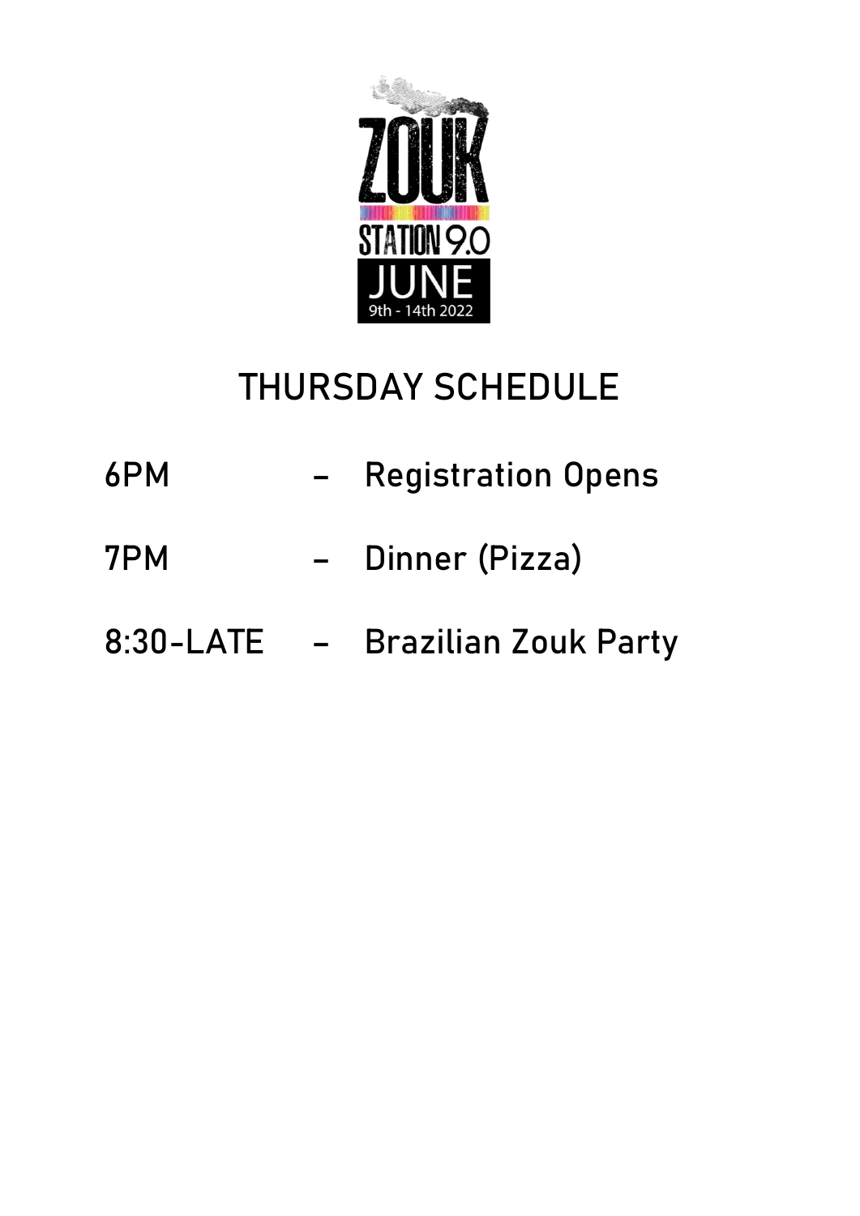ZOUK

STATION 9.0

JUNE

9th - 14th 2022

# THURSDAY SCHEDULE

6PM – Registration Opens

7PM – Dinner (Pizza)

8:30-LATE – Brazilian Zouk Party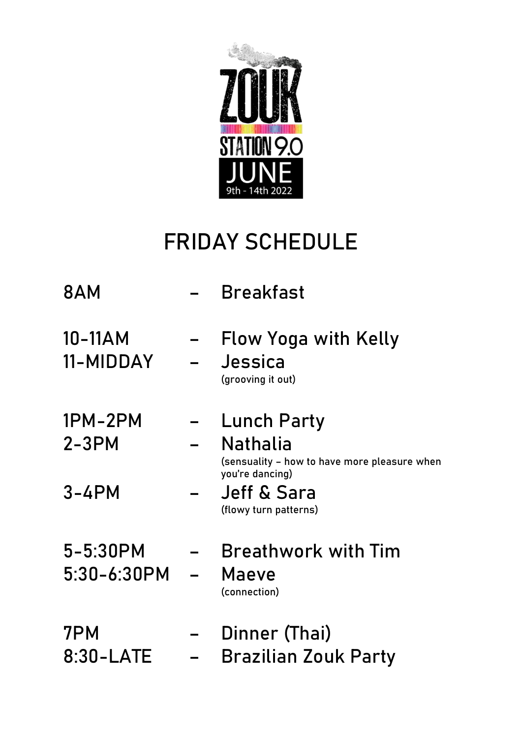ZOUK

STATION 9.0

JUNE

9th - 14th 2022

# FRIDAY SCHEDULE

| | | |
|---|---|---|
| 8AM | – | Breakfast |
| 10-11AM | – | Flow Yoga with Kelly |
| 11-MIDDAY | – | Jessica (grooving it out) |
| 1PM-2PM | – | Lunch Party |
| 2-3PM | – | Nathalia (sensuality – how to have more pleasure when you're dancing) |
| 3-4PM | – | Jeff & Sara (flowy turn patterns) |
| 5-5:30PM | – | Breathwork with Tim |
| 5:30-6:30PM | – | Maeve (connection) |
| 7PM | – | Dinner (Thai) |
| 8:30-LATE | – | Brazilian Zouk Party |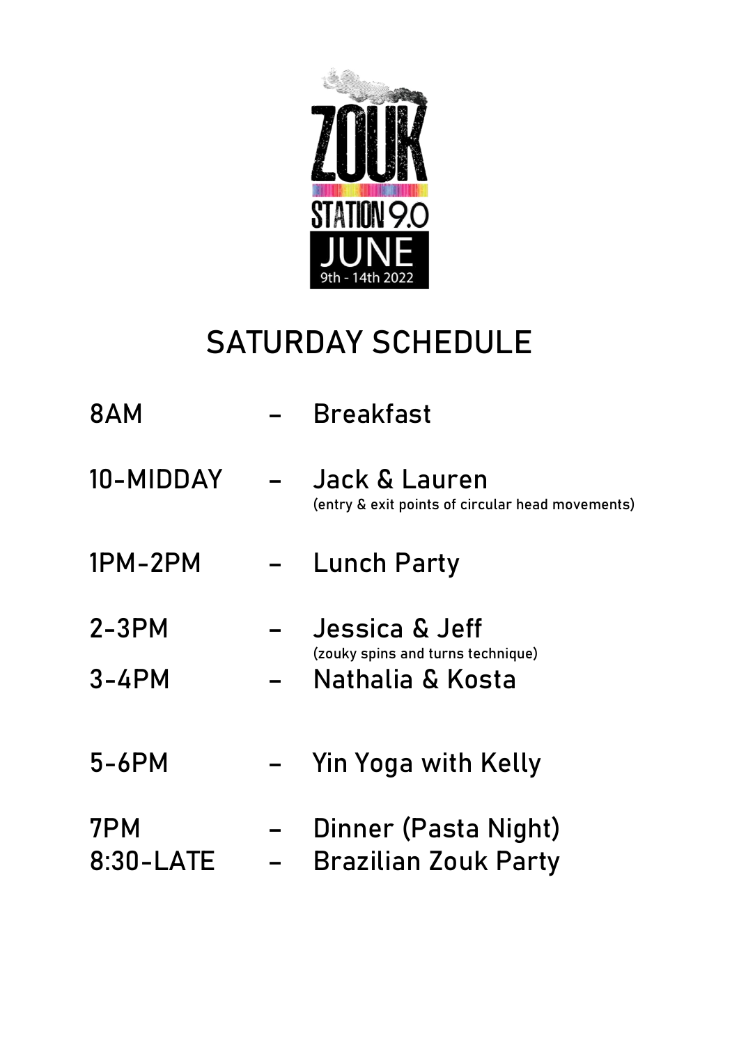ZOUK

STATION 9.0

JUNE

9th - 14th 2022

# SATURDAY SCHEDULE

8AM – Breakfast

10-MIDDAY – Jack & Lauren
(entry & exit points of circular head movements)

1PM-2PM – Lunch Party

2-3PM – Jessica & Jeff
(zouky spins and turns technique)

3-4PM – Nathalia & Kosta

5-6PM – Yin Yoga with Kelly

7PM – Dinner (Pasta Night)

8:30-LATE – Brazilian Zouk Party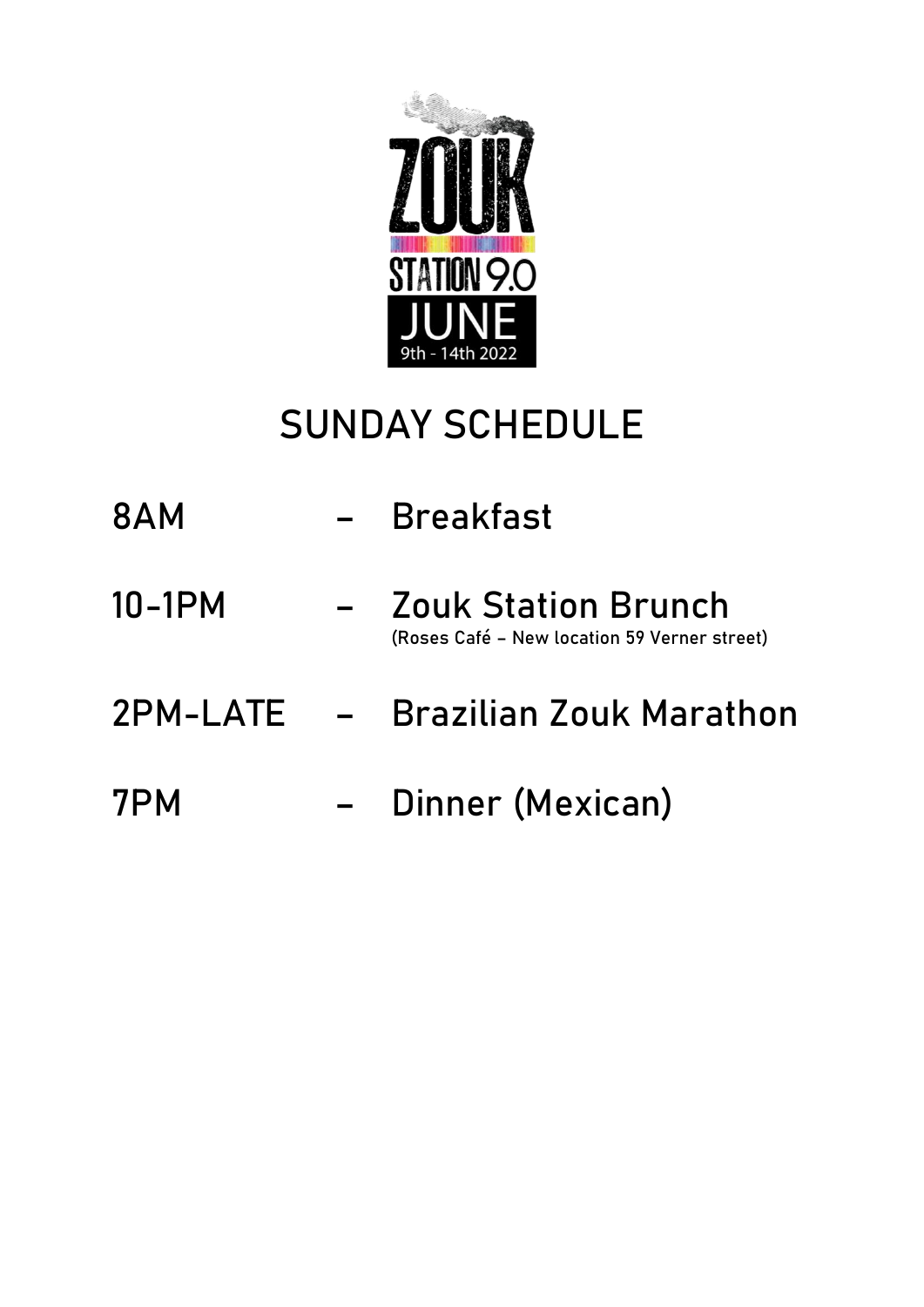ZOUK

STATION 9.0

JUNE

9th - 14th 2022

# SUNDAY SCHEDULE

8AM – Breakfast

10-1PM – Zouk Station Brunch
(Roses Café – New location 59 Verner street)

2PM-LATE – Brazilian Zouk Marathon

7PM – Dinner (Mexican)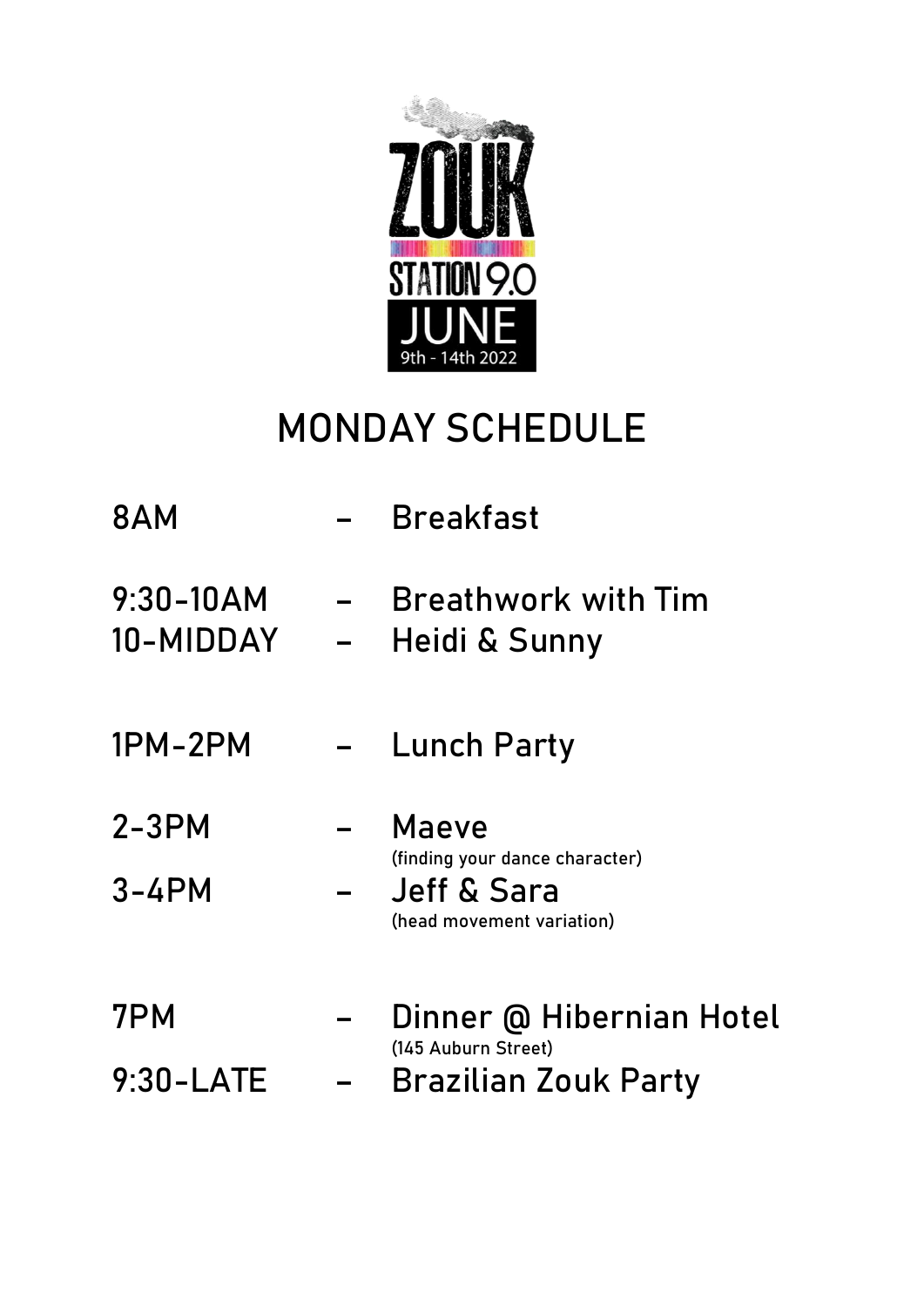ZOUK

STATION 9.0

JUNE

9th - 14th 2022

# MONDAY SCHEDULE

| | | |
|---|---|---|
| 8AM | – | Breakfast |
| 9:30-10AM | – | Breathwork with Tim |
| 10-MIDDAY | – | Heidi & Sunny |
| 1PM-2PM | – | Lunch Party |
| 2-3PM | – | Maeve (finding your dance character) |
| 3-4PM | – | Jeff & Sara (head movement variation) |
| 7PM | – | Dinner @ Hibernian Hotel (145 Auburn Street) |
| 9:30-LATE | – | Brazilian Zouk Party |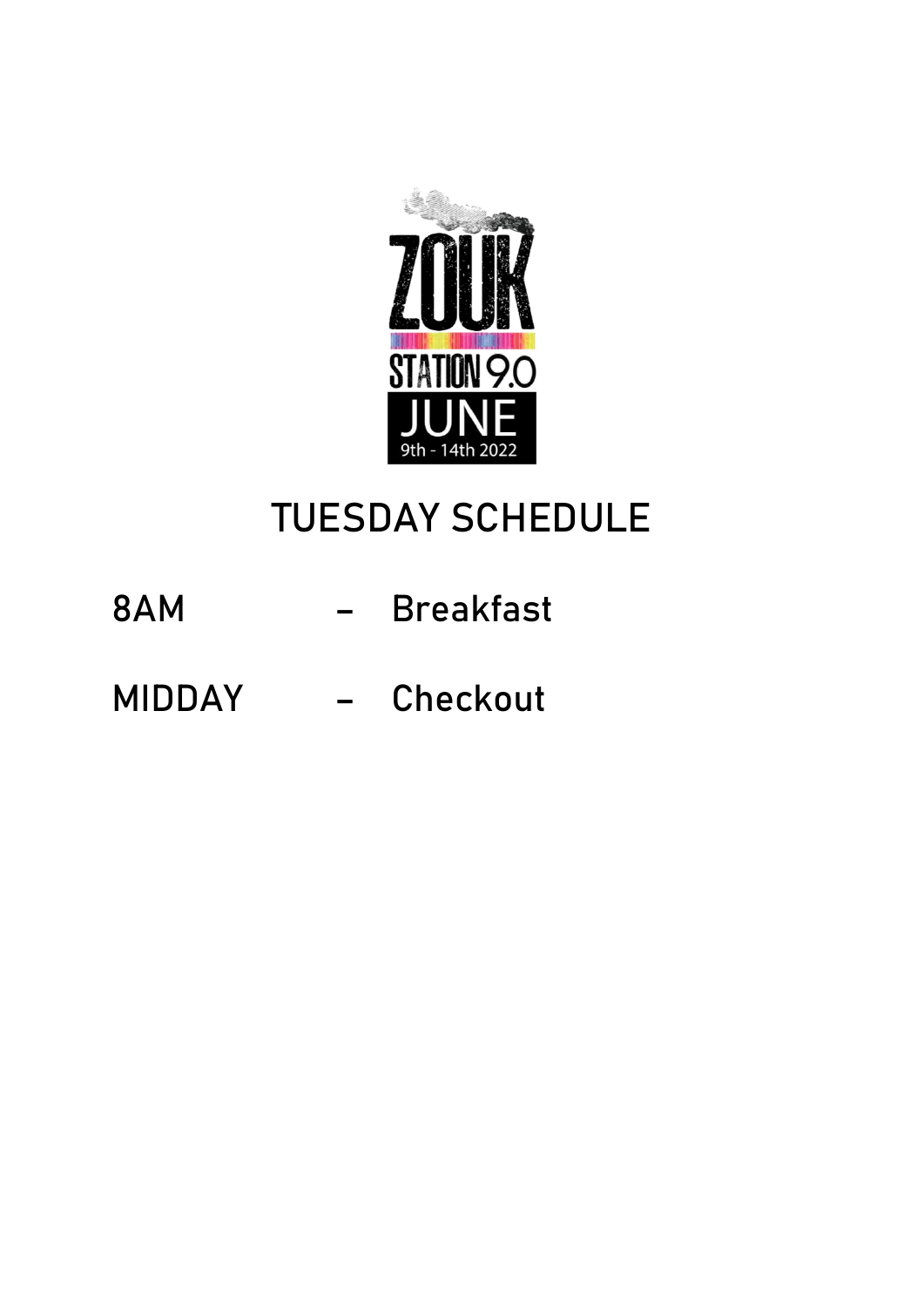ZOUK

STATION 9.0

JUNE

9th - 14th 2022

# TUESDAY SCHEDULE

| | | |
|---|---|---|
| 8AM | – | Breakfast |
| MIDDAY | – | Checkout |